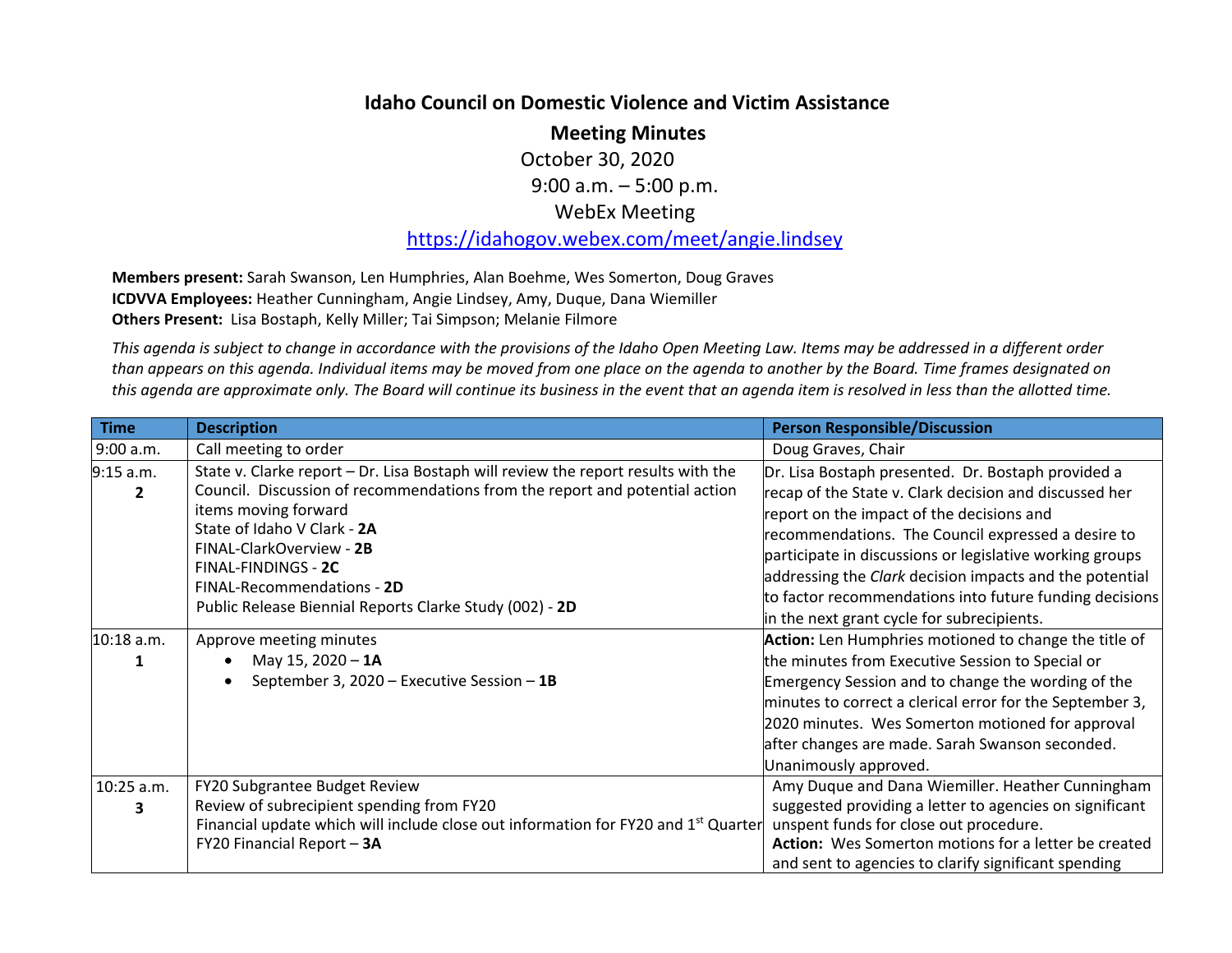# Idaho Council on Domestic Violence and Victim Assistance

## Meeting Minutes

October 30, 2020

9:00 a.m. – 5:00 p.m.

WebEx Meeting

https://idahogov.webex.com/meet/angie.lindsey

**Members present:** Sarah Swanson, Len Humphries, Alan Boehme, Wes Somerton, Doug Graves
**ICDVVA Employees:** Heather Cunningham, Angie Lindsey, Amy, Duque, Dana Wiemiller
**Others Present:** Lisa Bostaph, Kelly Miller; Tai Simpson; Melanie Filmore

*This agenda is subject to change in accordance with the provisions of the Idaho Open Meeting Law. Items may be addressed in a different order than appears on this agenda. Individual items may be moved from one place on the agenda to another by the Board. Time frames designated on this agenda are approximate only. The Board will continue its business in the event that an agenda item is resolved in less than the allotted time.*

| Time | Description | Person Responsible/Discussion |
|---|---|---|
| 9:00 a.m. | Call meeting to order | Doug Graves, Chair |
| 9:15 a.m. **2** | State v. Clarke report – Dr. Lisa Bostaph will review the report results with the Council. Discussion of recommendations from the report and potential action items moving forward<br>State of Idaho V Clark - **2A**<br>FINAL-ClarkOverview - **2B**<br>FINAL-FINDINGS - **2C**<br>FINAL-Recommendations - **2D**<br>Public Release Biennial Reports Clarke Study (002) - **2D** | Dr. Lisa Bostaph presented. Dr. Bostaph provided a recap of the State v. Clark decision and discussed her report on the impact of the decisions and recommendations. The Council expressed a desire to participate in discussions or legislative working groups addressing the *Clark* decision impacts and the potential to factor recommendations into future funding decisions in the next grant cycle for subrecipients. |
| 10:18 a.m. **1** | Approve meeting minutes<br>• May 15, 2020 – **1A**<br>• September 3, 2020 – Executive Session – **1B** | **Action:** Len Humphries motioned to change the title of the minutes from Executive Session to Special or Emergency Session and to change the wording of the minutes to correct a clerical error for the September 3, 2020 minutes. Wes Somerton motioned for approval after changes are made. Sarah Swanson seconded. Unanimously approved. |
| 10:25 a.m. **3** | FY20 Subgrantee Budget Review<br>Review of subrecipient spending from FY20<br>Financial update which will include close out information for FY20 and 1st Quarter<br>FY20 Financial Report – **3A** | Amy Duque and Dana Wiemiller. Heather Cunningham suggested providing a letter to agencies on significant unspent funds for close out procedure.<br>**Action:** Wes Somerton motions for a letter be created and sent to agencies to clarify significant spending |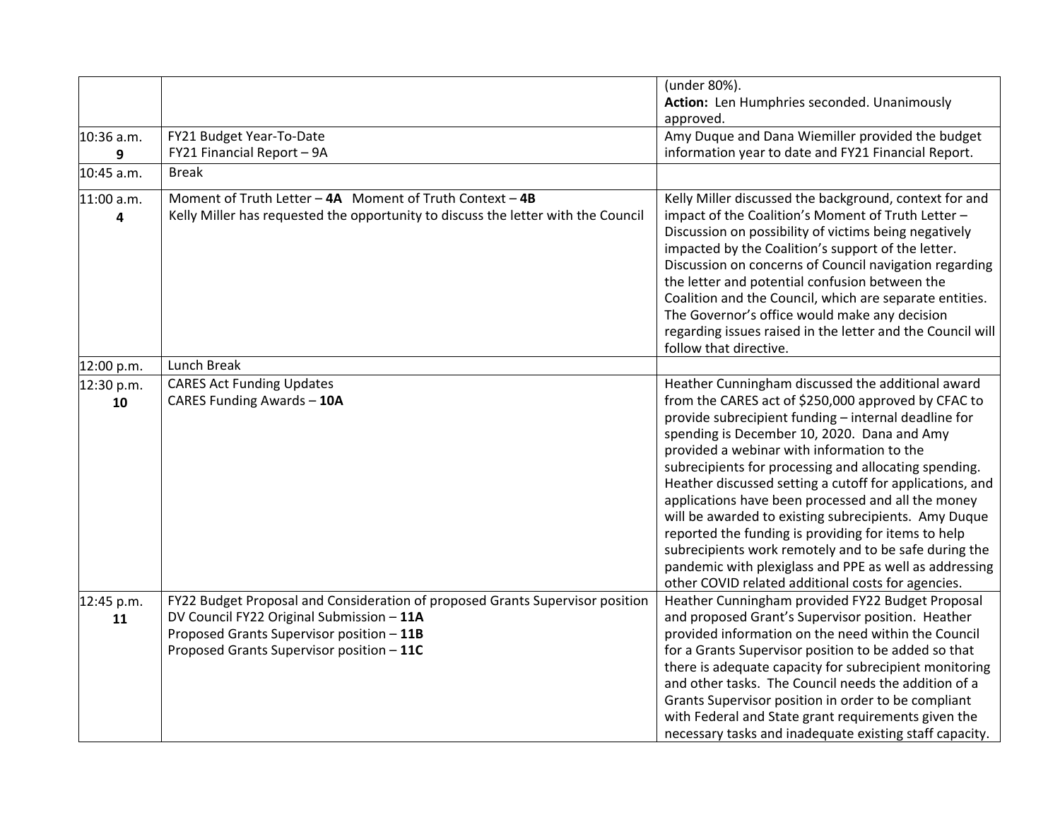| | | |
|---|---|---|
| | | (under 80%).<br>**Action:** Len Humphries seconded. Unanimously approved. |
| 10:36 a.m.<br>**9** | FY21 Budget Year-To-Date<br>FY21 Financial Report – 9A | Amy Duque and Dana Wiemiller provided the budget information year to date and FY21 Financial Report. |
| 10:45 a.m. | Break | |
| 11:00 a.m.<br>**4** | Moment of Truth Letter – **4A** Moment of Truth Context – **4B**<br>Kelly Miller has requested the opportunity to discuss the letter with the Council | Kelly Miller discussed the background, context for and impact of the Coalition's Moment of Truth Letter – Discussion on possibility of victims being negatively impacted by the Coalition's support of the letter. Discussion on concerns of Council navigation regarding the letter and potential confusion between the Coalition and the Council, which are separate entities. The Governor's office would make any decision regarding issues raised in the letter and the Council will follow that directive. |
| 12:00 p.m. | Lunch Break | |
| 12:30 p.m.<br>**10** | CARES Act Funding Updates<br>CARES Funding Awards – **10A** | Heather Cunningham discussed the additional award from the CARES act of $250,000 approved by CFAC to provide subrecipient funding – internal deadline for spending is December 10, 2020. Dana and Amy provided a webinar with information to the subrecipients for processing and allocating spending. Heather discussed setting a cutoff for applications, and applications have been processed and all the money will be awarded to existing subrecipients. Amy Duque reported the funding is providing for items to help subrecipients work remotely and to be safe during the pandemic with plexiglass and PPE as well as addressing other COVID related additional costs for agencies. |
| 12:45 p.m.<br>**11** | FY22 Budget Proposal and Consideration of proposed Grants Supervisor position<br>DV Council FY22 Original Submission – **11A**<br>Proposed Grants Supervisor position – **11B**<br>Proposed Grants Supervisor position – **11C** | Heather Cunningham provided FY22 Budget Proposal and proposed Grant's Supervisor position. Heather provided information on the need within the Council for a Grants Supervisor position to be added so that there is adequate capacity for subrecipient monitoring and other tasks. The Council needs the addition of a Grants Supervisor position in order to be compliant with Federal and State grant requirements given the necessary tasks and inadequate existing staff capacity. |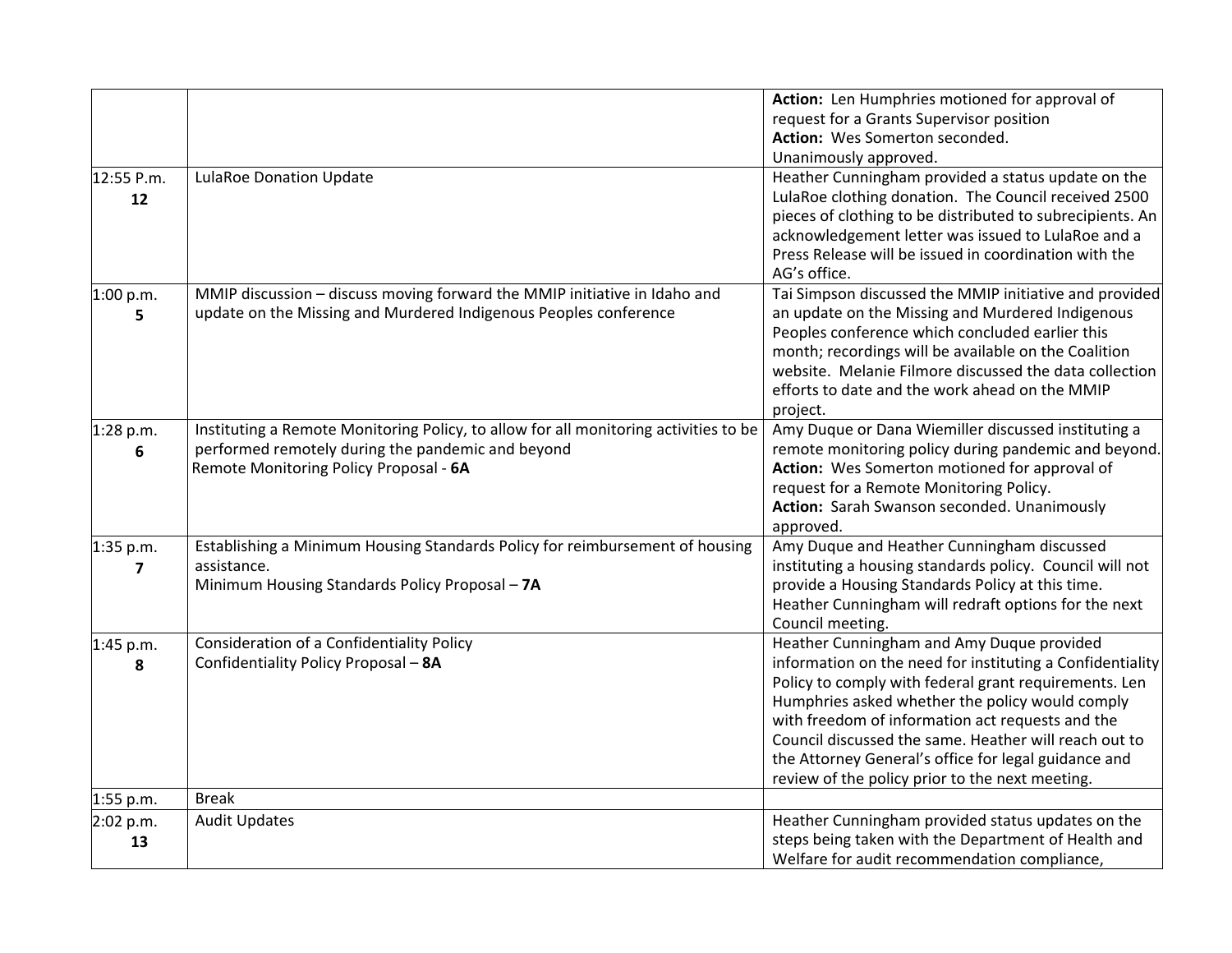| | | |
|---|---|---|
| | | **Action:** Len Humphries motioned for approval of request for a Grants Supervisor position<br>**Action:** Wes Somerton seconded.<br>Unanimously approved. |
| 12:55 P.m.<br>**12** | LulaRoe Donation Update | Heather Cunningham provided a status update on the LulaRoe clothing donation. The Council received 2500 pieces of clothing to be distributed to subrecipients. An acknowledgement letter was issued to LulaRoe and a Press Release will be issued in coordination with the AG's office. |
| 1:00 p.m.<br>**5** | MMIP discussion – discuss moving forward the MMIP initiative in Idaho and update on the Missing and Murdered Indigenous Peoples conference | Tai Simpson discussed the MMIP initiative and provided an update on the Missing and Murdered Indigenous Peoples conference which concluded earlier this month; recordings will be available on the Coalition website. Melanie Filmore discussed the data collection efforts to date and the work ahead on the MMIP project. |
| 1:28 p.m.<br>**6** | Instituting a Remote Monitoring Policy, to allow for all monitoring activities to be performed remotely during the pandemic and beyond<br>Remote Monitoring Policy Proposal - **6A** | Amy Duque or Dana Wiemiller discussed instituting a remote monitoring policy during pandemic and beyond.<br>**Action:** Wes Somerton motioned for approval of request for a Remote Monitoring Policy.<br>**Action:** Sarah Swanson seconded. Unanimously approved. |
| 1:35 p.m.<br>**7** | Establishing a Minimum Housing Standards Policy for reimbursement of housing assistance.<br>Minimum Housing Standards Policy Proposal – **7A** | Amy Duque and Heather Cunningham discussed instituting a housing standards policy. Council will not provide a Housing Standards Policy at this time. Heather Cunningham will redraft options for the next Council meeting. |
| 1:45 p.m.<br>**8** | Consideration of a Confidentiality Policy<br>Confidentiality Policy Proposal – **8A** | Heather Cunningham and Amy Duque provided information on the need for instituting a Confidentiality Policy to comply with federal grant requirements. Len Humphries asked whether the policy would comply with freedom of information act requests and the Council discussed the same. Heather will reach out to the Attorney General's office for legal guidance and review of the policy prior to the next meeting. |
| 1:55 p.m. | Break | |
| 2:02 p.m.<br>**13** | Audit Updates | Heather Cunningham provided status updates on the steps being taken with the Department of Health and Welfare for audit recommendation compliance, |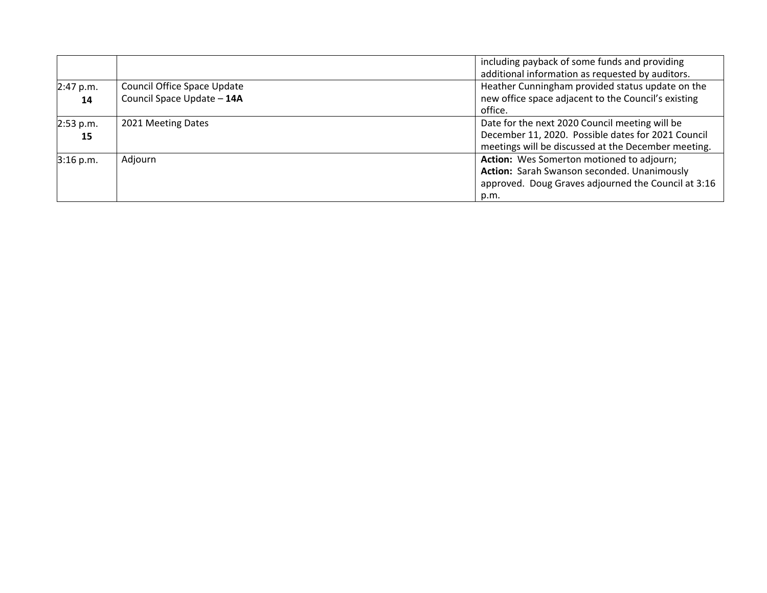| | | |
|---|---|---|
| | | including payback of some funds and providing additional information as requested by auditors. |
| 2:47 p.m. **14** | Council Office Space Update<br>Council Space Update – **14A** | Heather Cunningham provided status update on the new office space adjacent to the Council's existing office. |
| 2:53 p.m. **15** | 2021 Meeting Dates | Date for the next 2020 Council meeting will be December 11, 2020. Possible dates for 2021 Council meetings will be discussed at the December meeting. |
| 3:16 p.m. | Adjourn | **Action:** Wes Somerton motioned to adjourn;<br>**Action:** Sarah Swanson seconded. Unanimously approved. Doug Graves adjourned the Council at 3:16 p.m. |